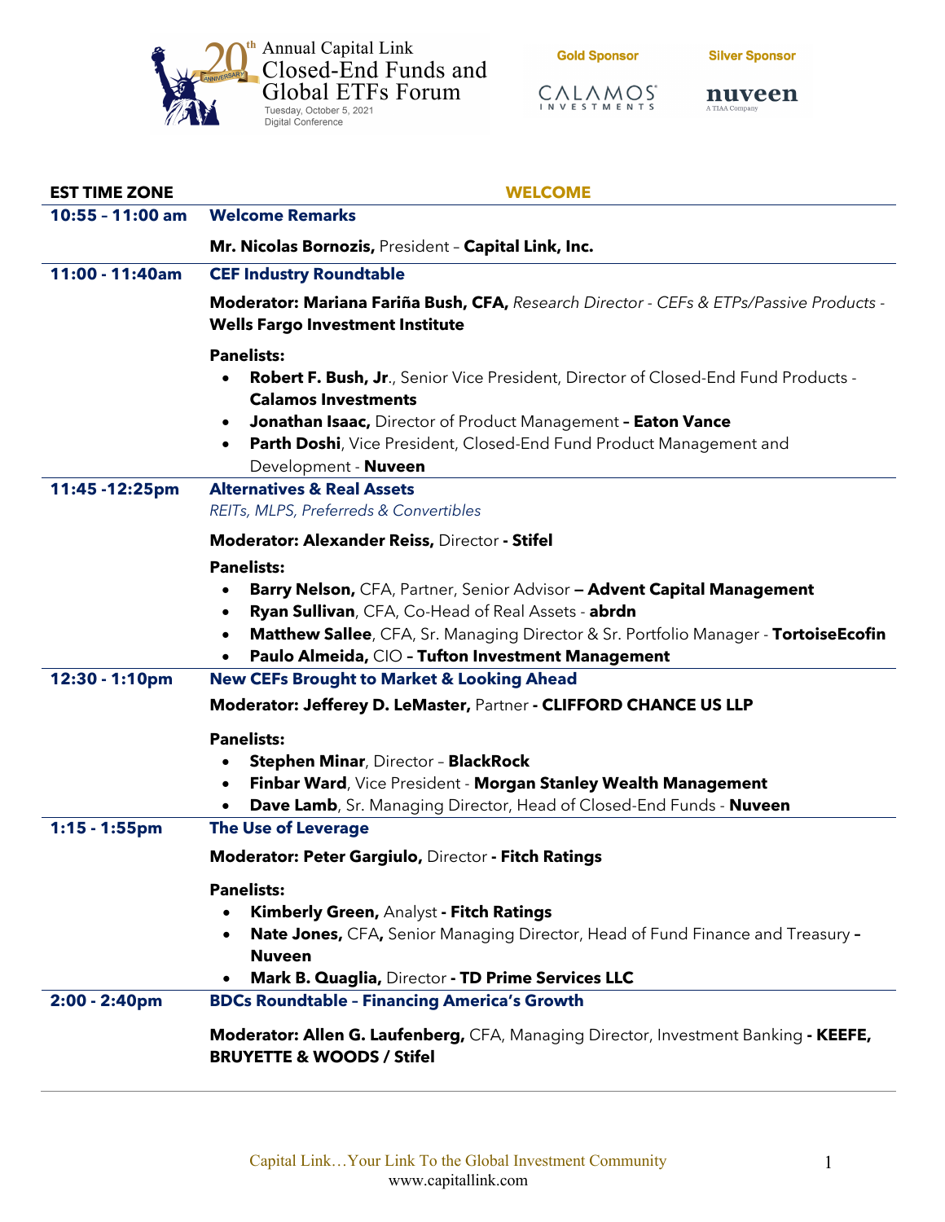20th Annual Capital Link Closed-End Funds and Global ETFs Forum
Tuesday, October 5, 2021
Digital Conference

Gold Sponsor: CALAMOS INVESTMENTS

Silver Sponsor: nuveen A TIAA Company

| EST TIME ZONE | WELCOME |
|---|---|
| 10:55 – 11:00 am | **Welcome Remarks**<br><br>**Mr. Nicolas Bornozis,** President – **Capital Link, Inc.** |
| 11:00 - 11:40am | **CEF Industry Roundtable**<br><br>**Moderator: Mariana Fariña Bush, CFA,** *Research Director - CEFs & ETPs/Passive Products -* **Wells Fargo Investment Institute**<br><br>**Panelists:**<br>• **Robert F. Bush, Jr**., Senior Vice President, Director of Closed-End Fund Products - **Calamos Investments**<br>• **Jonathan Isaac,** Director of Product Management **– Eaton Vance**<br>• **Parth Doshi**, Vice President, Closed-End Fund Product Management and Development - **Nuveen** |
| 11:45 -12:25pm | **Alternatives & Real Assets**<br>*REITs, MLPS, Preferreds & Convertibles*<br><br>**Moderator: Alexander Reiss,** Director **- Stifel**<br><br>**Panelists:**<br>• **Barry Nelson,** CFA, Partner, Senior Advisor **– Advent Capital Management**<br>• **Ryan Sullivan**, CFA, Co-Head of Real Assets - **abrdn**<br>• **Matthew Sallee**, CFA, Sr. Managing Director & Sr. Portfolio Manager - **TortoiseEcofin**<br>• **Paulo Almeida,** CIO **– Tufton Investment Management** |
| 12:30 - 1:10pm | **New CEFs Brought to Market & Looking Ahead**<br><br>**Moderator: Jefferey D. LeMaster,** Partner **- CLIFFORD CHANCE US LLP**<br><br>**Panelists:**<br>• **Stephen Minar**, Director – **BlackRock**<br>• **Finbar Ward**, Vice President - **Morgan Stanley Wealth Management**<br>• **Dave Lamb**, Sr. Managing Director, Head of Closed-End Funds - **Nuveen** |
| 1:15 - 1:55pm | **The Use of Leverage**<br><br>**Moderator: Peter Gargiulo,** Director **- Fitch Ratings**<br><br>**Panelists:**<br>• **Kimberly Green,** Analyst **- Fitch Ratings**<br>• **Nate Jones,** CFA**,** Senior Managing Director, Head of Fund Finance and Treasury **– Nuveen**<br>• **Mark B. Quaglia,** Director **- TD Prime Services LLC** |
| 2:00 - 2:40pm | **BDCs Roundtable – Financing America's Growth**<br><br>**Moderator: Allen G. Laufenberg,** CFA, Managing Director, Investment Banking **- KEEFE, BRUYETTE & WOODS / Stifel** |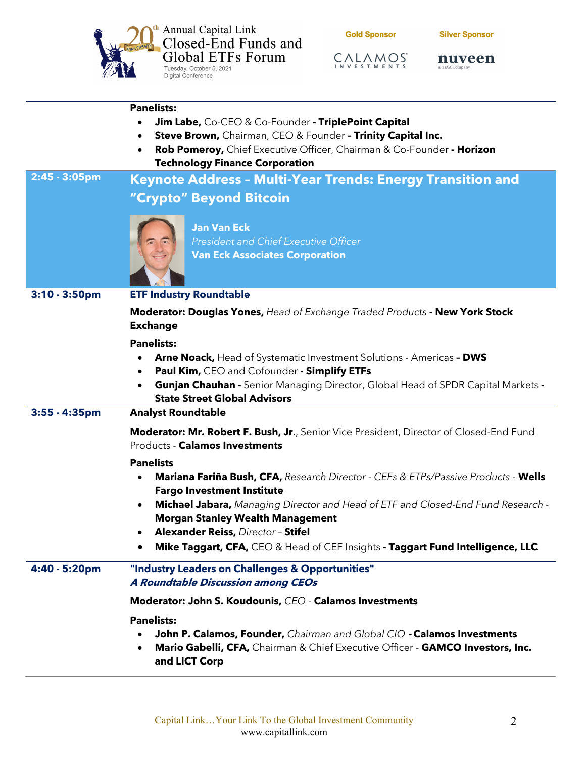**Panelists:**

- **Jim Labe,** Co-CEO & Co-Founder **- TriplePoint Capital**
- **Steve Brown,** Chairman, CEO & Founder **– Trinity Capital Inc.**
- **Rob Pomeroy,** Chief Executive Officer, Chairman & Co-Founder **- Horizon Technology Finance Corporation**

**2:45 - 3:05pm**

## Keynote Address – Multi-Year Trends: Energy Transition and "Crypto" Beyond Bitcoin

**Jan Van Eck**
*President and Chief Executive Officer*
**Van Eck Associates Corporation**

**3:10 - 3:50pm**

**ETF Industry Roundtable**

**Moderator: Douglas Yones,** *Head of Exchange Traded Products* **- New York Stock Exchange**

**Panelists:**

- **Arne Noack,** Head of Systematic Investment Solutions - Americas **– DWS**
- **Paul Kim,** CEO and Cofounder **- Simplify ETFs**
- **Gunjan Chauhan -** Senior Managing Director, Global Head of SPDR Capital Markets **- State Street Global Advisors**

**3:55 - 4:35pm**

**Analyst Roundtable**

**Moderator: Mr. Robert F. Bush, Jr**., Senior Vice President, Director of Closed-End Fund Products - **Calamos Investments**

**Panelists**

- **Mariana Fariña Bush, CFA,** *Research Director - CEFs & ETPs/Passive Products* - **Wells Fargo Investment Institute**
- **Michael Jabara,** *Managing Director and Head of ETF and Closed-End Fund Research* - **Morgan Stanley Wealth Management**
- **Alexander Reiss,** *Director* – **Stifel**
- **Mike Taggart, CFA,** CEO & Head of CEF Insights **- Taggart Fund Intelligence, LLC**

**4:40 - 5:20pm**

**"Industry Leaders on Challenges & Opportunities"**
***A Roundtable Discussion among CEOs***

**Moderator: John S. Koudounis,** *CEO* - **Calamos Investments**

**Panelists:**

- **John P. Calamos, Founder,** *Chairman and Global CIO* **- Calamos Investments**
- **Mario Gabelli, CFA,** Chairman & Chief Executive Officer - **GAMCO Investors, Inc. and LICT Corp**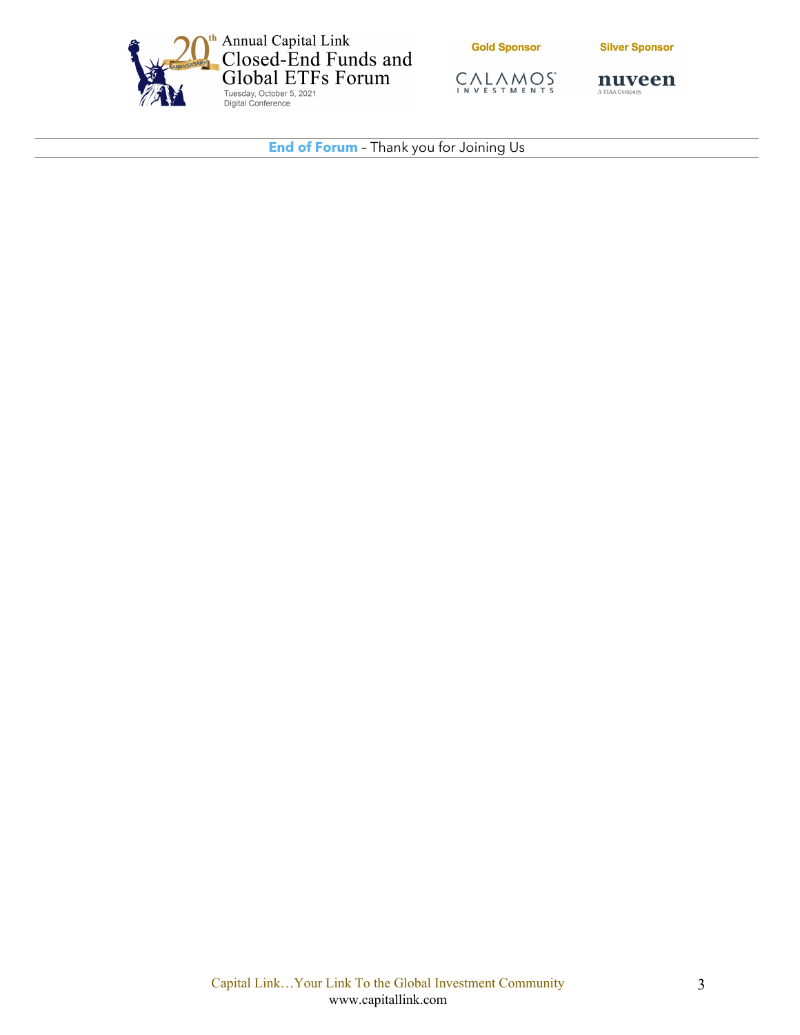**End of Forum** – Thank you for Joining Us